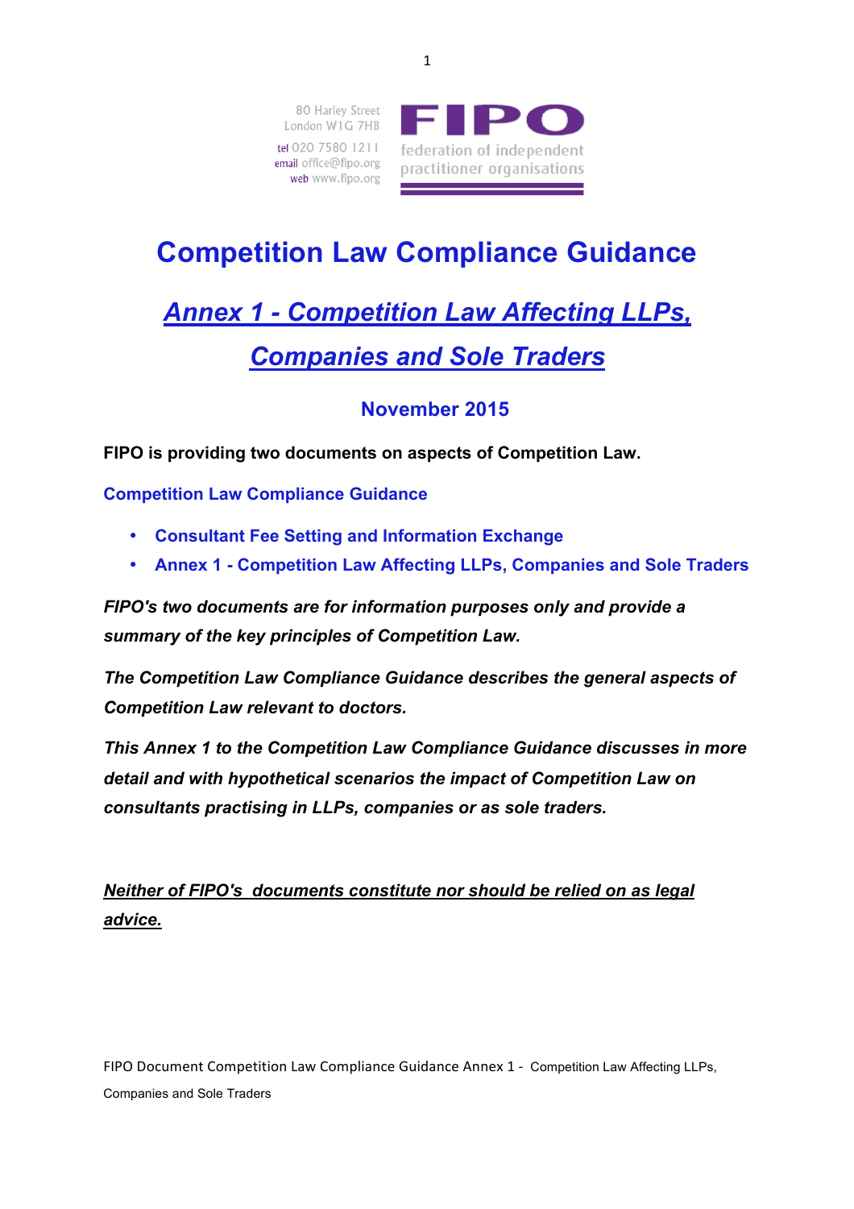80 Harley Street
London W1G 7HB

tel 020 7580 1211
email office@fipo.org
web www.fipo.org

**FIPO**
federation of independent practitioner organisations

# Competition Law Compliance Guidance

## ***Annex 1 - Competition Law Affecting LLPs, Companies and Sole Traders***

### November 2015

**FIPO is providing two documents on aspects of Competition Law.**

**Competition Law Compliance Guidance**

- **Consultant Fee Setting and Information Exchange**
- **Annex 1 - Competition Law Affecting LLPs, Companies and Sole Traders**

***FIPO's two documents are for information purposes only and provide a summary of the key principles of Competition Law.***

***The Competition Law Compliance Guidance describes the general aspects of Competition Law relevant to doctors.***

***This Annex 1 to the Competition Law Compliance Guidance discusses in more detail and with hypothetical scenarios the impact of Competition Law on consultants practising in LLPs, companies or as sole traders.***

***Neither of FIPO's documents constitute nor should be relied on as legal advice.***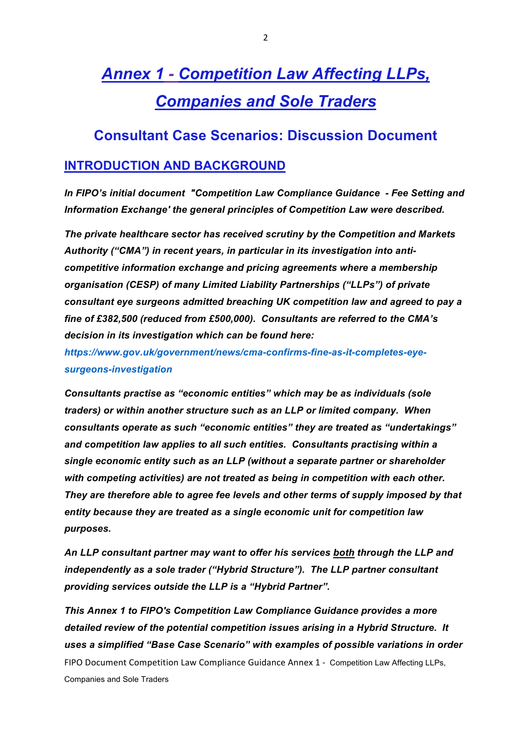# *Annex 1 - Competition Law Affecting LLPs, Companies and Sole Traders*

## Consultant Case Scenarios: Discussion Document

### INTRODUCTION AND BACKGROUND

***In FIPO's initial document "Competition Law Compliance Guidance - Fee Setting and Information Exchange' the general principles of Competition Law were described.***

***The private healthcare sector has received scrutiny by the Competition and Markets Authority ("CMA") in recent years, in particular in its investigation into anti-competitive information exchange and pricing agreements where a membership organisation (CESP) of many Limited Liability Partnerships ("LLPs") of private consultant eye surgeons admitted breaching UK competition law and agreed to pay a fine of £382,500 (reduced from £500,000). Consultants are referred to the CMA's decision in its investigation which can be found here:***

***https://www.gov.uk/government/news/cma-confirms-fine-as-it-completes-eye-surgeons-investigation***

***Consultants practise as "economic entities" which may be as individuals (sole traders) or within another structure such as an LLP or limited company. When consultants operate as such "economic entities" they are treated as "undertakings" and competition law applies to all such entities. Consultants practising within a single economic entity such as an LLP (without a separate partner or shareholder with competing activities) are not treated as being in competition with each other. They are therefore able to agree fee levels and other terms of supply imposed by that entity because they are treated as a single economic unit for competition law purposes.***

***An LLP consultant partner may want to offer his services <u>both</u> through the LLP and independently as a sole trader ("Hybrid Structure"). The LLP partner consultant providing services outside the LLP is a "Hybrid Partner".***

***This Annex 1 to FIPO's Competition Law Compliance Guidance provides a more detailed review of the potential competition issues arising in a Hybrid Structure. It uses a simplified "Base Case Scenario" with examples of possible variations in order***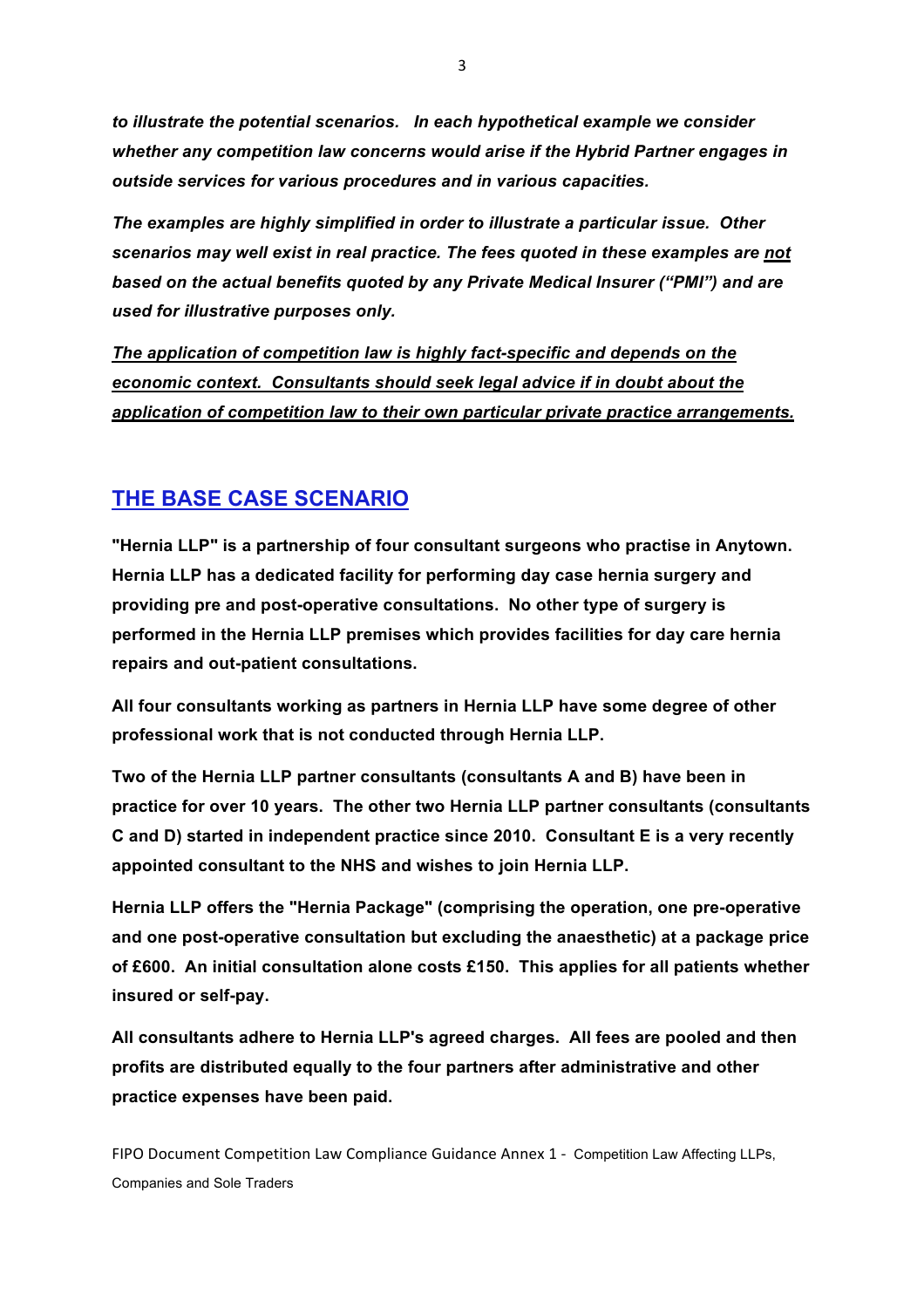***to illustrate the potential scenarios. In each hypothetical example we consider whether any competition law concerns would arise if the Hybrid Partner engages in outside services for various procedures and in various capacities.***

***The examples are highly simplified in order to illustrate a particular issue. Other scenarios may well exist in real practice. The fees quoted in these examples are <u>not</u> based on the actual benefits quoted by any Private Medical Insurer ("PMI") and are used for illustrative purposes only.***

***<u>The application of competition law is highly fact-specific and depends on the economic context. Consultants should seek legal advice if in doubt about the application of competition law to their own particular private practice arrangements.</u>***

## THE BASE CASE SCENARIO

**"Hernia LLP" is a partnership of four consultant surgeons who practise in Anytown. Hernia LLP has a dedicated facility for performing day case hernia surgery and providing pre and post-operative consultations. No other type of surgery is performed in the Hernia LLP premises which provides facilities for day care hernia repairs and out-patient consultations.**

**All four consultants working as partners in Hernia LLP have some degree of other professional work that is not conducted through Hernia LLP.**

**Two of the Hernia LLP partner consultants (consultants A and B) have been in practice for over 10 years. The other two Hernia LLP partner consultants (consultants C and D) started in independent practice since 2010. Consultant E is a very recently appointed consultant to the NHS and wishes to join Hernia LLP.**

**Hernia LLP offers the "Hernia Package" (comprising the operation, one pre-operative and one post-operative consultation but excluding the anaesthetic) at a package price of £600. An initial consultation alone costs £150. This applies for all patients whether insured or self-pay.**

**All consultants adhere to Hernia LLP's agreed charges. All fees are pooled and then profits are distributed equally to the four partners after administrative and other practice expenses have been paid.**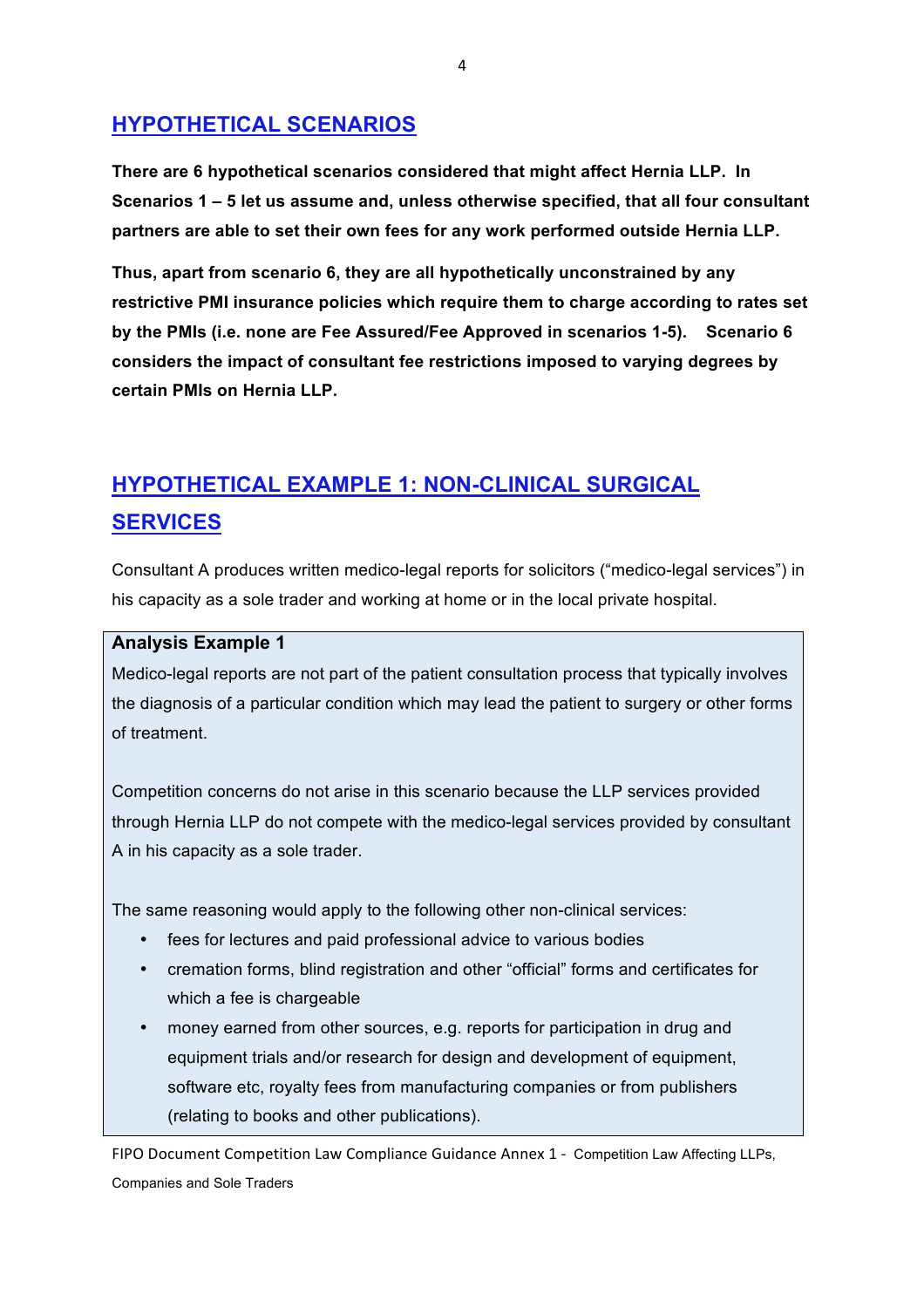## HYPOTHETICAL SCENARIOS

**There are 6 hypothetical scenarios considered that might affect Hernia LLP. In Scenarios 1 – 5 let us assume and, unless otherwise specified, that all four consultant partners are able to set their own fees for any work performed outside Hernia LLP.**

**Thus, apart from scenario 6, they are all hypothetically unconstrained by any restrictive PMI insurance policies which require them to charge according to rates set by the PMIs (i.e. none are Fee Assured/Fee Approved in scenarios 1-5). Scenario 6 considers the impact of consultant fee restrictions imposed to varying degrees by certain PMIs on Hernia LLP.**

## HYPOTHETICAL EXAMPLE 1: NON-CLINICAL SURGICAL SERVICES

Consultant A produces written medico-legal reports for solicitors ("medico-legal services") in his capacity as a sole trader and working at home or in the local private hospital.

**Analysis Example 1**

Medico-legal reports are not part of the patient consultation process that typically involves the diagnosis of a particular condition which may lead the patient to surgery or other forms of treatment.

Competition concerns do not arise in this scenario because the LLP services provided through Hernia LLP do not compete with the medico-legal services provided by consultant A in his capacity as a sole trader.

The same reasoning would apply to the following other non-clinical services:

- fees for lectures and paid professional advice to various bodies
- cremation forms, blind registration and other "official" forms and certificates for which a fee is chargeable
- money earned from other sources, e.g. reports for participation in drug and equipment trials and/or research for design and development of equipment, software etc, royalty fees from manufacturing companies or from publishers (relating to books and other publications).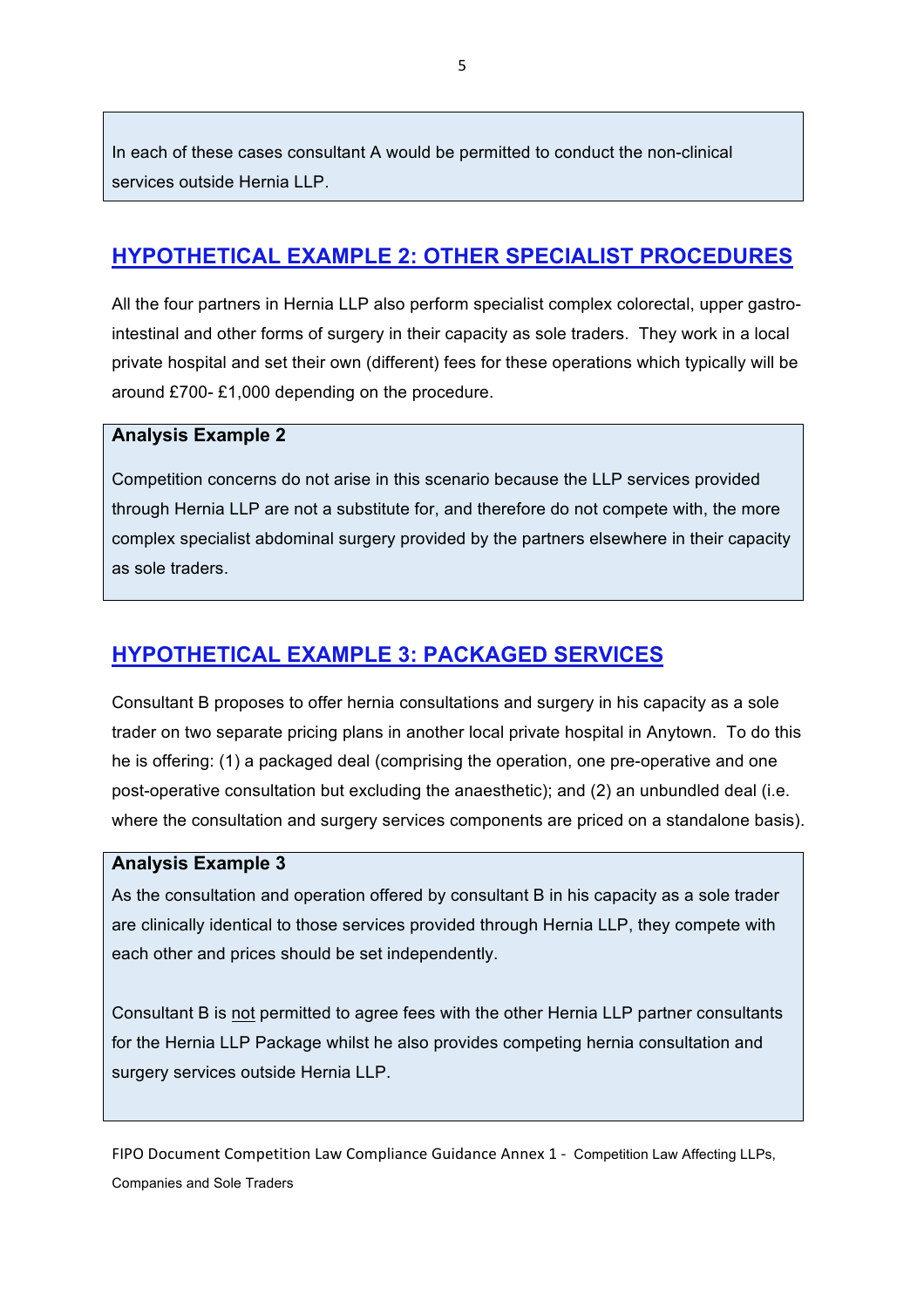In each of these cases consultant A would be permitted to conduct the non-clinical services outside Hernia LLP.

## HYPOTHETICAL EXAMPLE 2: OTHER SPECIALIST PROCEDURES

All the four partners in Hernia LLP also perform specialist complex colorectal, upper gastro-intestinal and other forms of surgery in their capacity as sole traders. They work in a local private hospital and set their own (different) fees for these operations which typically will be around £700- £1,000 depending on the procedure.

**Analysis Example 2**

Competition concerns do not arise in this scenario because the LLP services provided through Hernia LLP are not a substitute for, and therefore do not compete with, the more complex specialist abdominal surgery provided by the partners elsewhere in their capacity as sole traders.

## HYPOTHETICAL EXAMPLE 3: PACKAGED SERVICES

Consultant B proposes to offer hernia consultations and surgery in his capacity as a sole trader on two separate pricing plans in another local private hospital in Anytown. To do this he is offering: (1) a packaged deal (comprising the operation, one pre-operative and one post-operative consultation but excluding the anaesthetic); and (2) an unbundled deal (i.e. where the consultation and surgery services components are priced on a standalone basis).

**Analysis Example 3**

As the consultation and operation offered by consultant B in his capacity as a sole trader are clinically identical to those services provided through Hernia LLP, they compete with each other and prices should be set independently.

Consultant B is <u>not</u> permitted to agree fees with the other Hernia LLP partner consultants for the Hernia LLP Package whilst he also provides competing hernia consultation and surgery services outside Hernia LLP.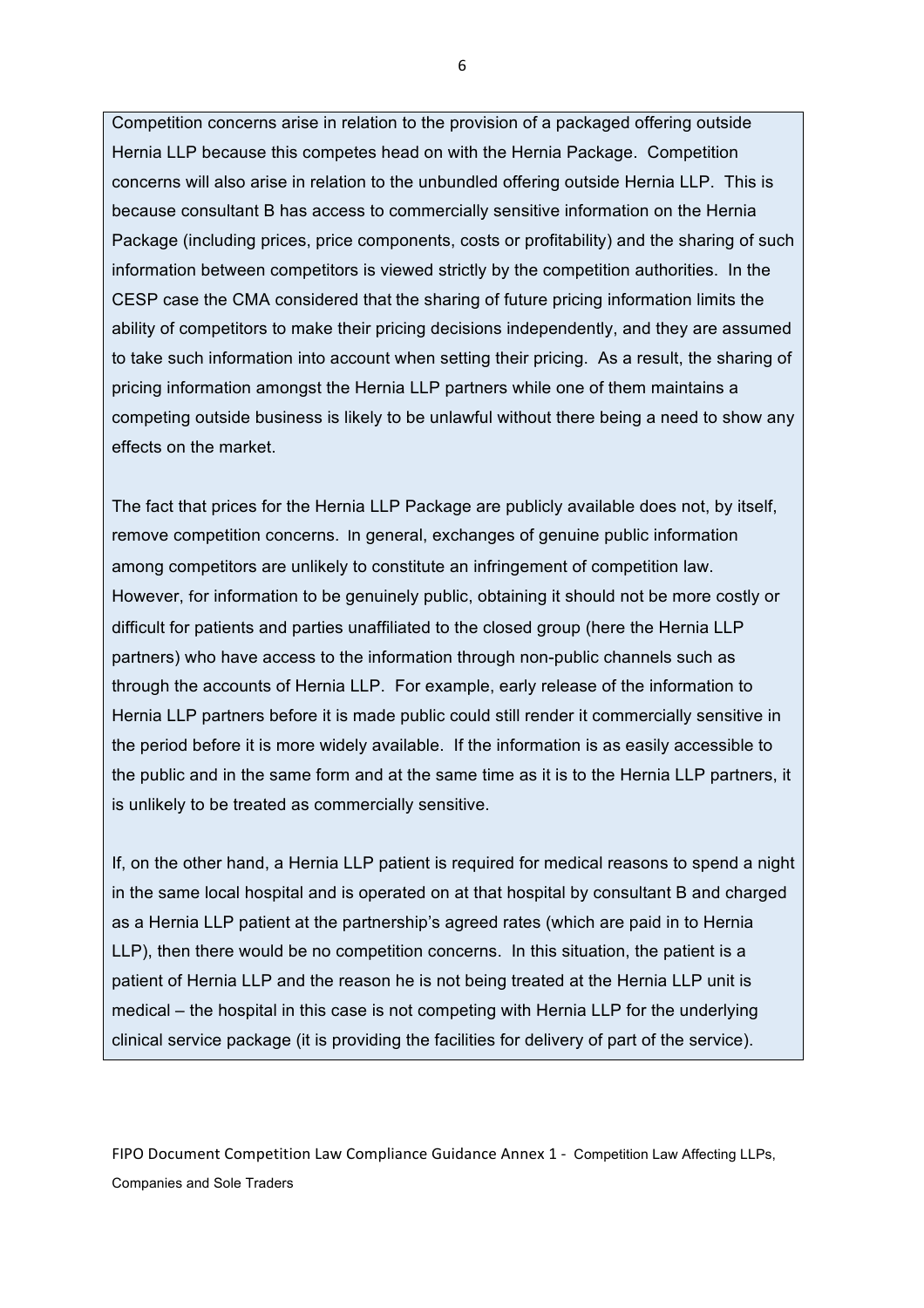Competition concerns arise in relation to the provision of a packaged offering outside Hernia LLP because this competes head on with the Hernia Package. Competition concerns will also arise in relation to the unbundled offering outside Hernia LLP. This is because consultant B has access to commercially sensitive information on the Hernia Package (including prices, price components, costs or profitability) and the sharing of such information between competitors is viewed strictly by the competition authorities. In the CESP case the CMA considered that the sharing of future pricing information limits the ability of competitors to make their pricing decisions independently, and they are assumed to take such information into account when setting their pricing. As a result, the sharing of pricing information amongst the Hernia LLP partners while one of them maintains a competing outside business is likely to be unlawful without there being a need to show any effects on the market.

The fact that prices for the Hernia LLP Package are publicly available does not, by itself, remove competition concerns. In general, exchanges of genuine public information among competitors are unlikely to constitute an infringement of competition law. However, for information to be genuinely public, obtaining it should not be more costly or difficult for patients and parties unaffiliated to the closed group (here the Hernia LLP partners) who have access to the information through non-public channels such as through the accounts of Hernia LLP. For example, early release of the information to Hernia LLP partners before it is made public could still render it commercially sensitive in the period before it is more widely available. If the information is as easily accessible to the public and in the same form and at the same time as it is to the Hernia LLP partners, it is unlikely to be treated as commercially sensitive.

If, on the other hand, a Hernia LLP patient is required for medical reasons to spend a night in the same local hospital and is operated on at that hospital by consultant B and charged as a Hernia LLP patient at the partnership's agreed rates (which are paid in to Hernia LLP), then there would be no competition concerns. In this situation, the patient is a patient of Hernia LLP and the reason he is not being treated at the Hernia LLP unit is medical – the hospital in this case is not competing with Hernia LLP for the underlying clinical service package (it is providing the facilities for delivery of part of the service).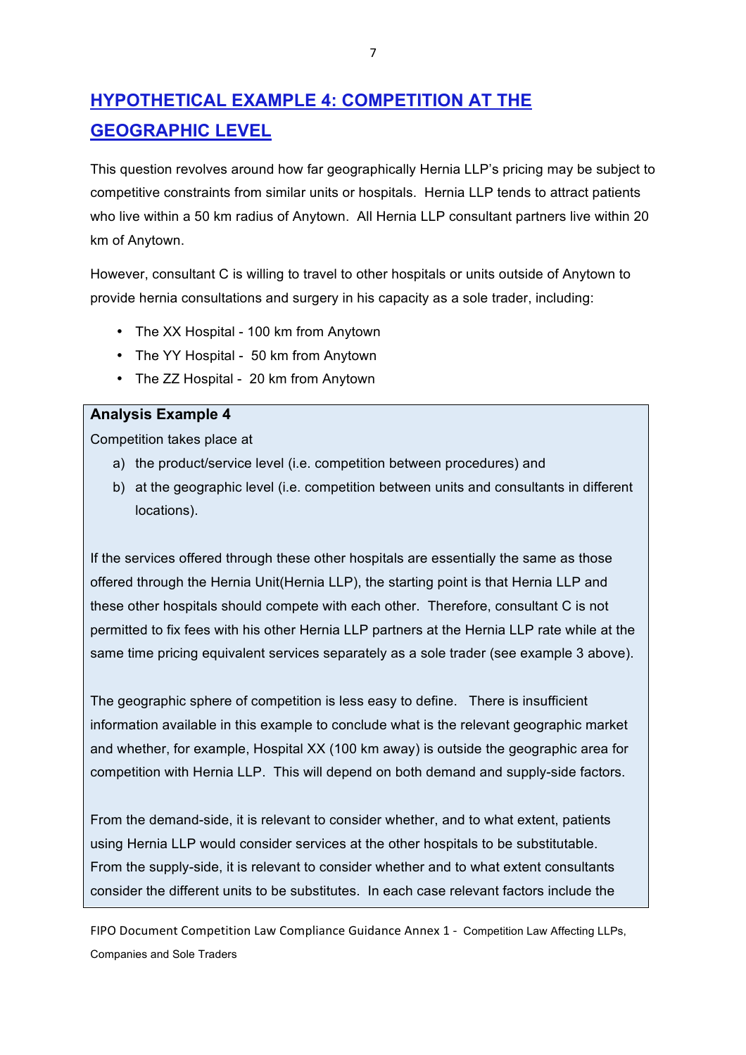## HYPOTHETICAL EXAMPLE 4: COMPETITION AT THE GEOGRAPHIC LEVEL

This question revolves around how far geographically Hernia LLP's pricing may be subject to competitive constraints from similar units or hospitals. Hernia LLP tends to attract patients who live within a 50 km radius of Anytown. All Hernia LLP consultant partners live within 20 km of Anytown.

However, consultant C is willing to travel to other hospitals or units outside of Anytown to provide hernia consultations and surgery in his capacity as a sole trader, including:

- The XX Hospital - 100 km from Anytown
- The YY Hospital - 50 km from Anytown
- The ZZ Hospital - 20 km from Anytown

**Analysis Example 4**

Competition takes place at

a) the product/service level (i.e. competition between procedures) and
b) at the geographic level (i.e. competition between units and consultants in different locations).

If the services offered through these other hospitals are essentially the same as those offered through the Hernia Unit(Hernia LLP), the starting point is that Hernia LLP and these other hospitals should compete with each other. Therefore, consultant C is not permitted to fix fees with his other Hernia LLP partners at the Hernia LLP rate while at the same time pricing equivalent services separately as a sole trader (see example 3 above).

The geographic sphere of competition is less easy to define. There is insufficient information available in this example to conclude what is the relevant geographic market and whether, for example, Hospital XX (100 km away) is outside the geographic area for competition with Hernia LLP. This will depend on both demand and supply-side factors.

From the demand-side, it is relevant to consider whether, and to what extent, patients using Hernia LLP would consider services at the other hospitals to be substitutable. From the supply-side, it is relevant to consider whether and to what extent consultants consider the different units to be substitutes. In each case relevant factors include the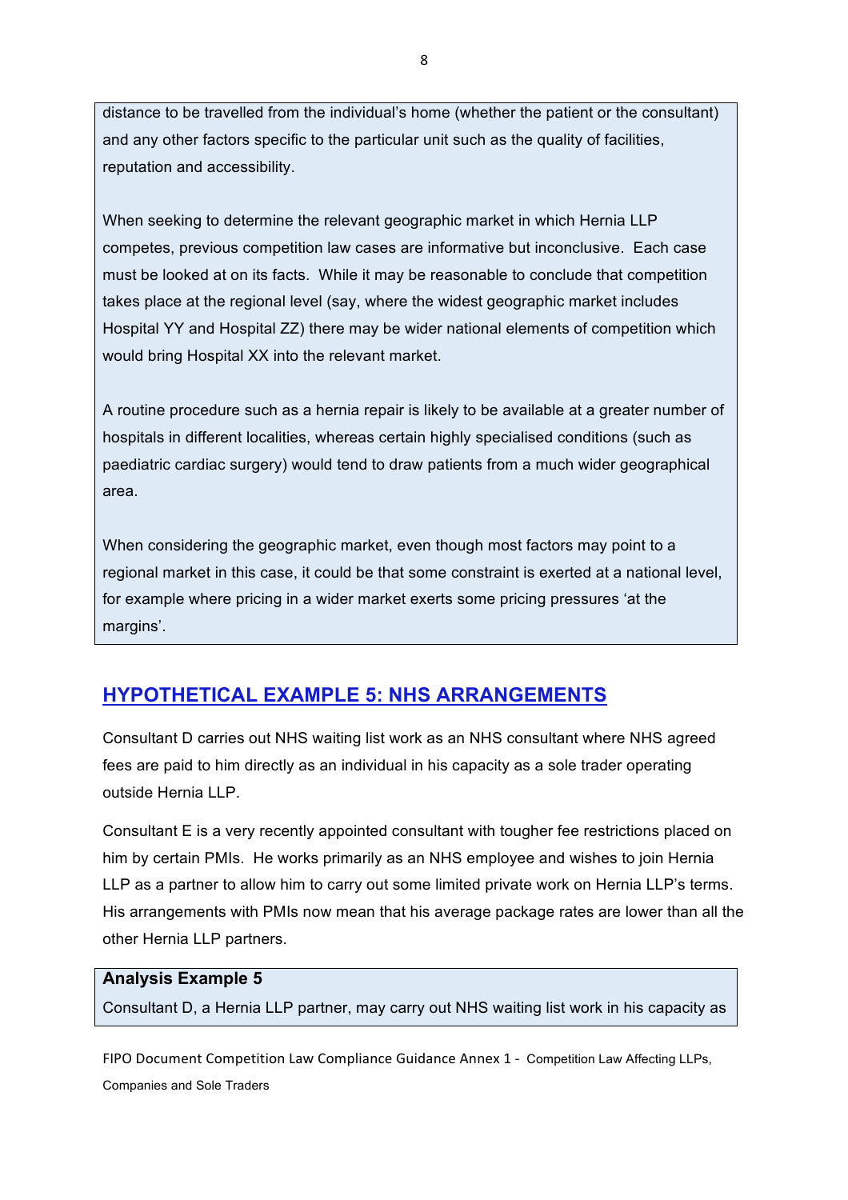distance to be travelled from the individual's home (whether the patient or the consultant) and any other factors specific to the particular unit such as the quality of facilities, reputation and accessibility.

When seeking to determine the relevant geographic market in which Hernia LLP competes, previous competition law cases are informative but inconclusive. Each case must be looked at on its facts. While it may be reasonable to conclude that competition takes place at the regional level (say, where the widest geographic market includes Hospital YY and Hospital ZZ) there may be wider national elements of competition which would bring Hospital XX into the relevant market.

A routine procedure such as a hernia repair is likely to be available at a greater number of hospitals in different localities, whereas certain highly specialised conditions (such as paediatric cardiac surgery) would tend to draw patients from a much wider geographical area.

When considering the geographic market, even though most factors may point to a regional market in this case, it could be that some constraint is exerted at a national level, for example where pricing in a wider market exerts some pricing pressures 'at the margins'.

## HYPOTHETICAL EXAMPLE 5: NHS ARRANGEMENTS

Consultant D carries out NHS waiting list work as an NHS consultant where NHS agreed fees are paid to him directly as an individual in his capacity as a sole trader operating outside Hernia LLP.

Consultant E is a very recently appointed consultant with tougher fee restrictions placed on him by certain PMIs. He works primarily as an NHS employee and wishes to join Hernia LLP as a partner to allow him to carry out some limited private work on Hernia LLP's terms. His arrangements with PMIs now mean that his average package rates are lower than all the other Hernia LLP partners.

**Analysis Example 5**

Consultant D, a Hernia LLP partner, may carry out NHS waiting list work in his capacity as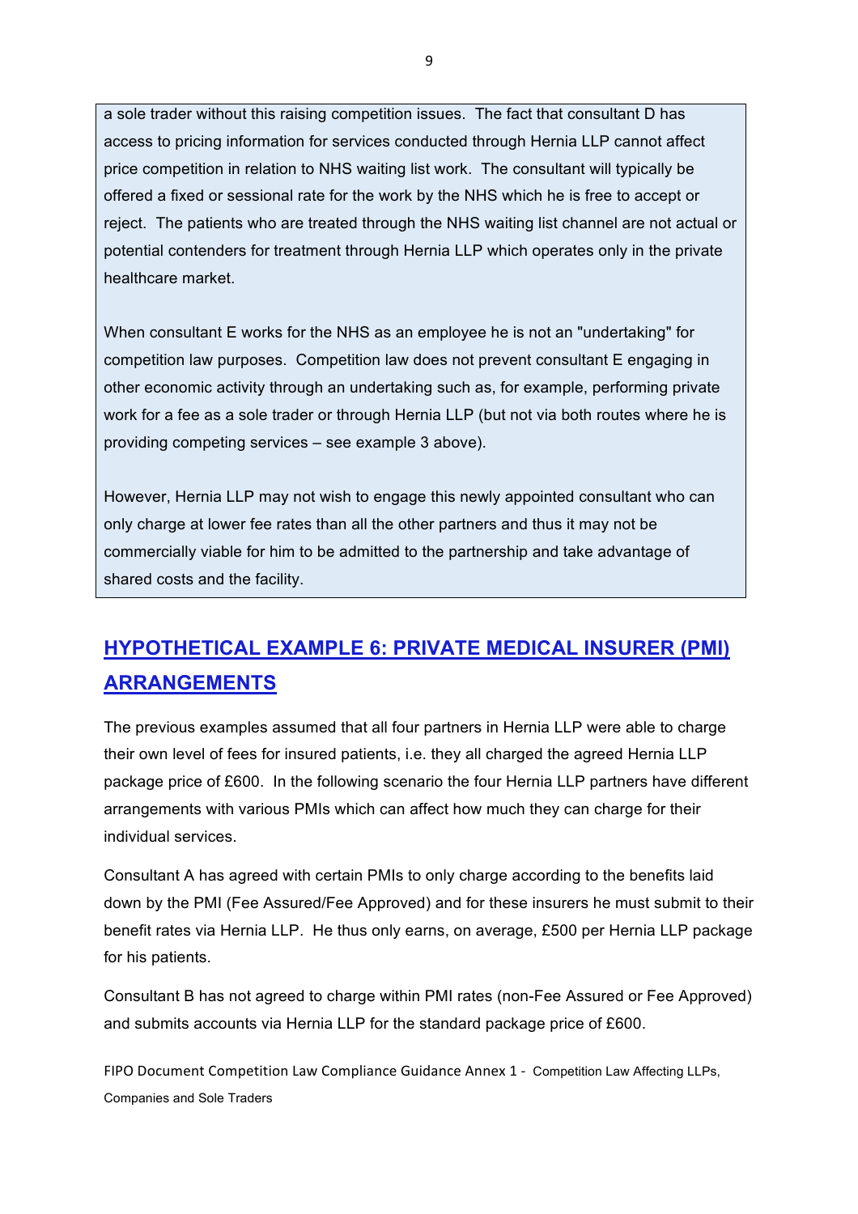a sole trader without this raising competition issues. The fact that consultant D has access to pricing information for services conducted through Hernia LLP cannot affect price competition in relation to NHS waiting list work. The consultant will typically be offered a fixed or sessional rate for the work by the NHS which he is free to accept or reject. The patients who are treated through the NHS waiting list channel are not actual or potential contenders for treatment through Hernia LLP which operates only in the private healthcare market.

When consultant E works for the NHS as an employee he is not an "undertaking" for competition law purposes. Competition law does not prevent consultant E engaging in other economic activity through an undertaking such as, for example, performing private work for a fee as a sole trader or through Hernia LLP (but not via both routes where he is providing competing services – see example 3 above).

However, Hernia LLP may not wish to engage this newly appointed consultant who can only charge at lower fee rates than all the other partners and thus it may not be commercially viable for him to be admitted to the partnership and take advantage of shared costs and the facility.

## HYPOTHETICAL EXAMPLE 6: PRIVATE MEDICAL INSURER (PMI) ARRANGEMENTS

The previous examples assumed that all four partners in Hernia LLP were able to charge their own level of fees for insured patients, i.e. they all charged the agreed Hernia LLP package price of £600. In the following scenario the four Hernia LLP partners have different arrangements with various PMIs which can affect how much they can charge for their individual services.

Consultant A has agreed with certain PMIs to only charge according to the benefits laid down by the PMI (Fee Assured/Fee Approved) and for these insurers he must submit to their benefit rates via Hernia LLP. He thus only earns, on average, £500 per Hernia LLP package for his patients.

Consultant B has not agreed to charge within PMI rates (non-Fee Assured or Fee Approved) and submits accounts via Hernia LLP for the standard package price of £600.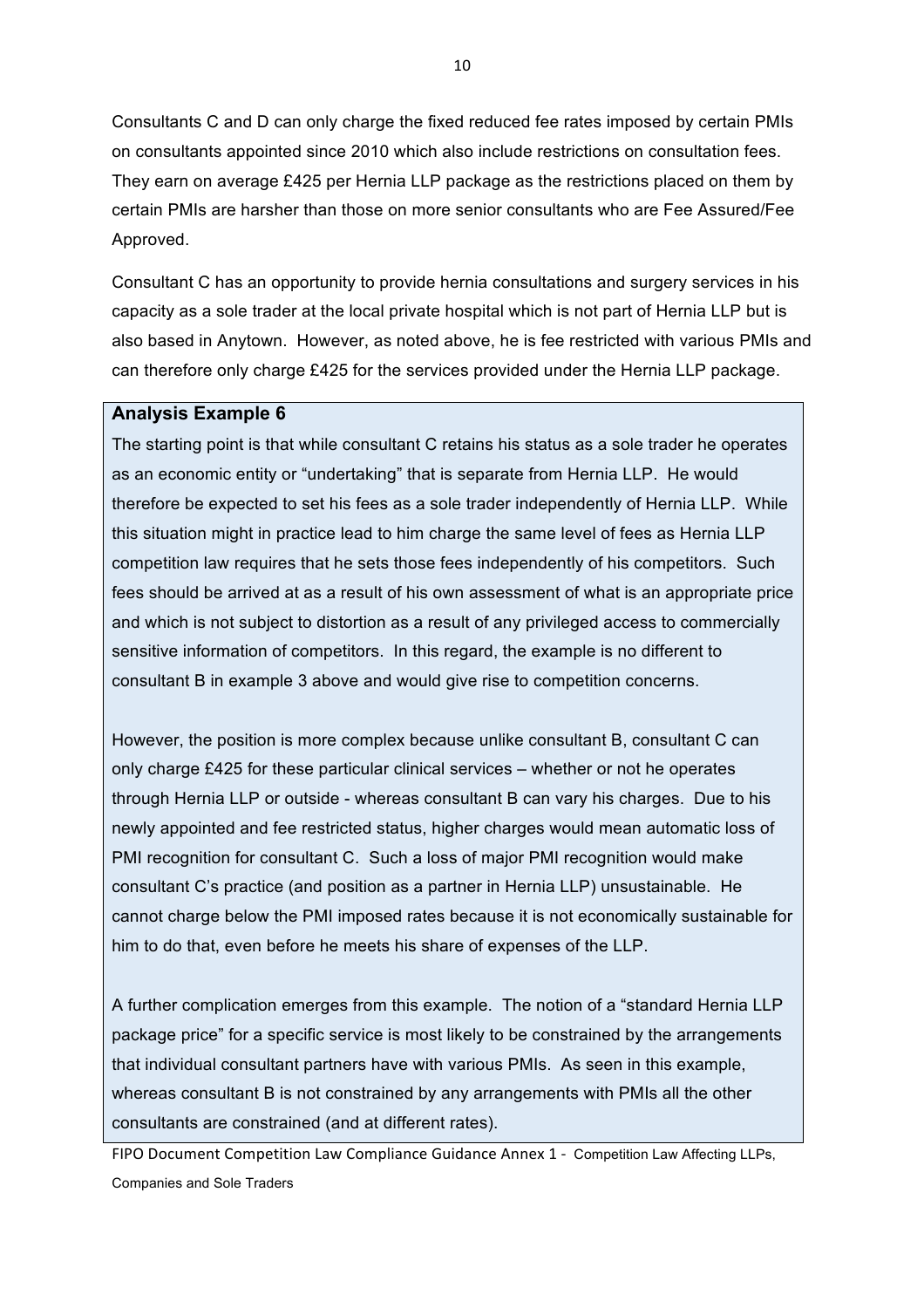Consultants C and D can only charge the fixed reduced fee rates imposed by certain PMIs on consultants appointed since 2010 which also include restrictions on consultation fees. They earn on average £425 per Hernia LLP package as the restrictions placed on them by certain PMIs are harsher than those on more senior consultants who are Fee Assured/Fee Approved.

Consultant C has an opportunity to provide hernia consultations and surgery services in his capacity as a sole trader at the local private hospital which is not part of Hernia LLP but is also based in Anytown. However, as noted above, he is fee restricted with various PMIs and can therefore only charge £425 for the services provided under the Hernia LLP package.

**Analysis Example 6**

The starting point is that while consultant C retains his status as a sole trader he operates as an economic entity or "undertaking" that is separate from Hernia LLP. He would therefore be expected to set his fees as a sole trader independently of Hernia LLP. While this situation might in practice lead to him charge the same level of fees as Hernia LLP competition law requires that he sets those fees independently of his competitors. Such fees should be arrived at as a result of his own assessment of what is an appropriate price and which is not subject to distortion as a result of any privileged access to commercially sensitive information of competitors. In this regard, the example is no different to consultant B in example 3 above and would give rise to competition concerns.

However, the position is more complex because unlike consultant B, consultant C can only charge £425 for these particular clinical services – whether or not he operates through Hernia LLP or outside - whereas consultant B can vary his charges. Due to his newly appointed and fee restricted status, higher charges would mean automatic loss of PMI recognition for consultant C. Such a loss of major PMI recognition would make consultant C's practice (and position as a partner in Hernia LLP) unsustainable. He cannot charge below the PMI imposed rates because it is not economically sustainable for him to do that, even before he meets his share of expenses of the LLP.

A further complication emerges from this example. The notion of a "standard Hernia LLP package price" for a specific service is most likely to be constrained by the arrangements that individual consultant partners have with various PMIs. As seen in this example, whereas consultant B is not constrained by any arrangements with PMIs all the other consultants are constrained (and at different rates).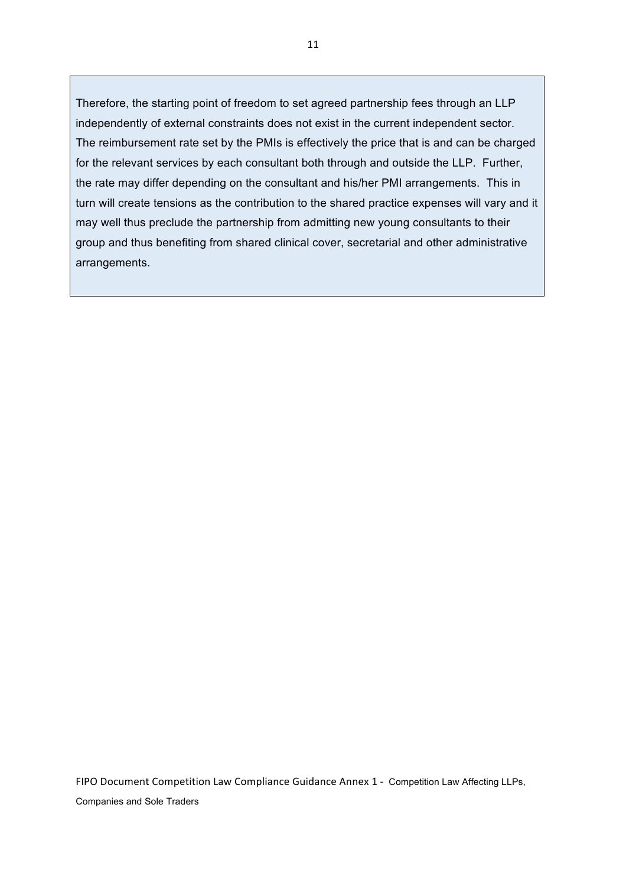Therefore, the starting point of freedom to set agreed partnership fees through an LLP independently of external constraints does not exist in the current independent sector. The reimbursement rate set by the PMIs is effectively the price that is and can be charged for the relevant services by each consultant both through and outside the LLP. Further, the rate may differ depending on the consultant and his/her PMI arrangements. This in turn will create tensions as the contribution to the shared practice expenses will vary and it may well thus preclude the partnership from admitting new young consultants to their group and thus benefiting from shared clinical cover, secretarial and other administrative arrangements.